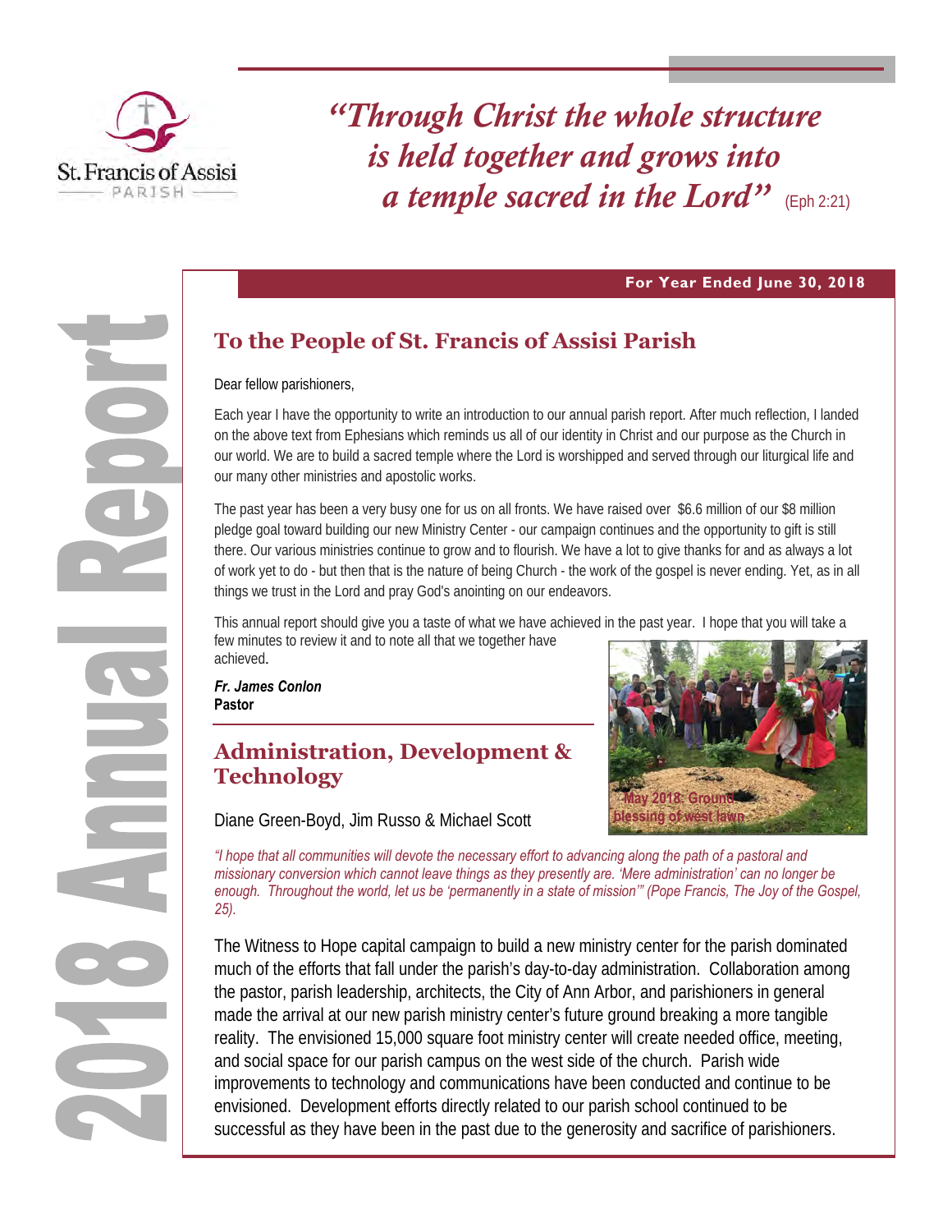St. Francis of Assisi PARISH

*"Through Christ the whole structure is held together and grows into a temple sacred in the Lord"* (Eph 2:21)

# 2018 Annual Report

**For Year Ended June 30, 2018**

## To the People of St. Francis of Assisi Parish

Dear fellow parishioners,

Each year I have the opportunity to write an introduction to our annual parish report. After much reflection, I landed on the above text from Ephesians which reminds us all of our identity in Christ and our purpose as the Church in our world. We are to build a sacred temple where the Lord is worshipped and served through our liturgical life and our many other ministries and apostolic works.

The past year has been a very busy one for us on all fronts. We have raised over $6.6 million of our $8 million pledge goal toward building our new Ministry Center - our campaign continues and the opportunity to gift is still there. Our various ministries continue to grow and to flourish. We have a lot to give thanks for and as always a lot of work yet to do - but then that is the nature of being Church - the work of the gospel is never ending. Yet, as in all things we trust in the Lord and pray God's anointing on our endeavors.

This annual report should give you a taste of what we have achieved in the past year. I hope that you will take a few minutes to review it and to note all that we together have achieved.

***Fr. James Conlon***
**Pastor**

May 2018: Ground blessing of west lawn

## Administration, Development & Technology

Diane Green-Boyd, Jim Russo & Michael Scott

*"I hope that all communities will devote the necessary effort to advancing along the path of a pastoral and missionary conversion which cannot leave things as they presently are. 'Mere administration' can no longer be enough. Throughout the world, let us be 'permanently in a state of mission'" (Pope Francis, The Joy of the Gospel, 25).*

The Witness to Hope capital campaign to build a new ministry center for the parish dominated much of the efforts that fall under the parish's day-to-day administration. Collaboration among the pastor, parish leadership, architects, the City of Ann Arbor, and parishioners in general made the arrival at our new parish ministry center's future ground breaking a more tangible reality. The envisioned 15,000 square foot ministry center will create needed office, meeting, and social space for our parish campus on the west side of the church. Parish wide improvements to technology and communications have been conducted and continue to be envisioned. Development efforts directly related to our parish school continued to be successful as they have been in the past due to the generosity and sacrifice of parishioners.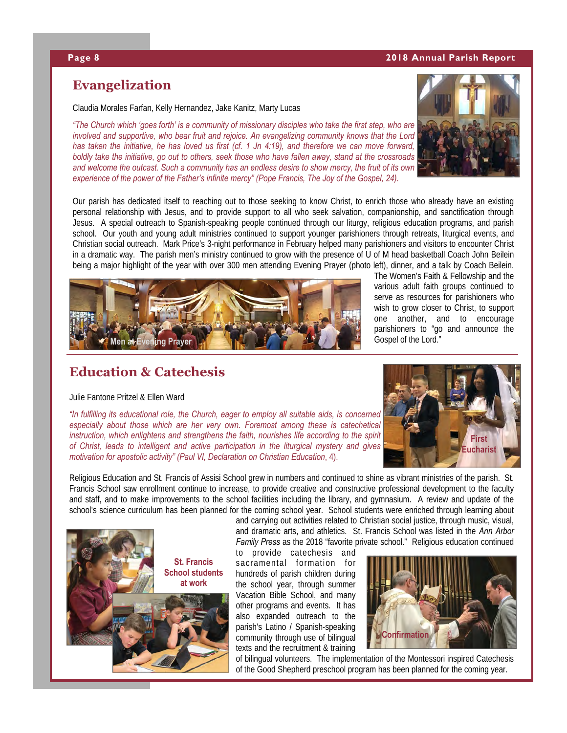## Evangelization

Claudia Morales Farfan, Kelly Hernandez, Jake Kanitz, Marty Lucas

*"The Church which 'goes forth' is a community of missionary disciples who take the first step, who are involved and supportive, who bear fruit and rejoice. An evangelizing community knows that the Lord has taken the initiative, he has loved us first (cf. 1 Jn 4:19), and therefore we can move forward, boldly take the initiative, go out to others, seek those who have fallen away, stand at the crossroads and welcome the outcast. Such a community has an endless desire to show mercy, the fruit of its own experience of the power of the Father's infinite mercy" (Pope Francis, The Joy of the Gospel, 24).*

Our parish has dedicated itself to reaching out to those seeking to know Christ, to enrich those who already have an existing personal relationship with Jesus, and to provide support to all who seek salvation, companionship, and sanctification through Jesus. A special outreach to Spanish-speaking people continued through our liturgy, religious education programs, and parish school. Our youth and young adult ministries continued to support younger parishioners through retreats, liturgical events, and Christian social outreach. Mark Price's 3-night performance in February helped many parishioners and visitors to encounter Christ in a dramatic way. The parish men's ministry continued to grow with the presence of U of M head basketball Coach John Beilein being a major highlight of the year with over 300 men attending Evening Prayer (photo left), dinner, and a talk by Coach Beilein. The Women's Faith & Fellowship and the various adult faith groups continued to serve as resources for parishioners who wish to grow closer to Christ, to support one another, and to encourage parishioners to "go and announce the Gospel of the Lord."

Men at Evening Prayer

## Education & Catechesis

Julie Fantone Pritzel & Ellen Ward

*"In fulfilling its educational role, the Church, eager to employ all suitable aids, is concerned especially about those which are her very own. Foremost among these is catechetical instruction, which enlightens and strengthens the faith, nourishes life according to the spirit of Christ, leads to intelligent and active participation in the liturgical mystery and gives motivation for apostolic activity" (Paul VI, Declaration on Christian Education, 4).*

First Eucharist

Religious Education and St. Francis of Assisi School grew in numbers and continued to shine as vibrant ministries of the parish. St. Francis School saw enrollment continue to increase, to provide creative and constructive professional development to the faculty and staff, and to make improvements to the school facilities including the library, and gymnasium. A review and update of the school's science curriculum has been planned for the coming school year. School students were enriched through learning about and carrying out activities related to Christian social justice, through music, visual, and dramatic arts, and athletics. St. Francis School was listed in the *Ann Arbor Family Press* as the 2018 "favorite private school." Religious education continued to provide catechesis and sacramental formation for hundreds of parish children during the school year, through summer Vacation Bible School, and many other programs and events. It has also expanded outreach to the parish's Latino / Spanish-speaking community through use of bilingual texts and the recruitment & training of bilingual volunteers. The implementation of the Montessori inspired Catechesis of the Good Shepherd preschool program has been planned for the coming year.

St. Francis School students at work

Confirmation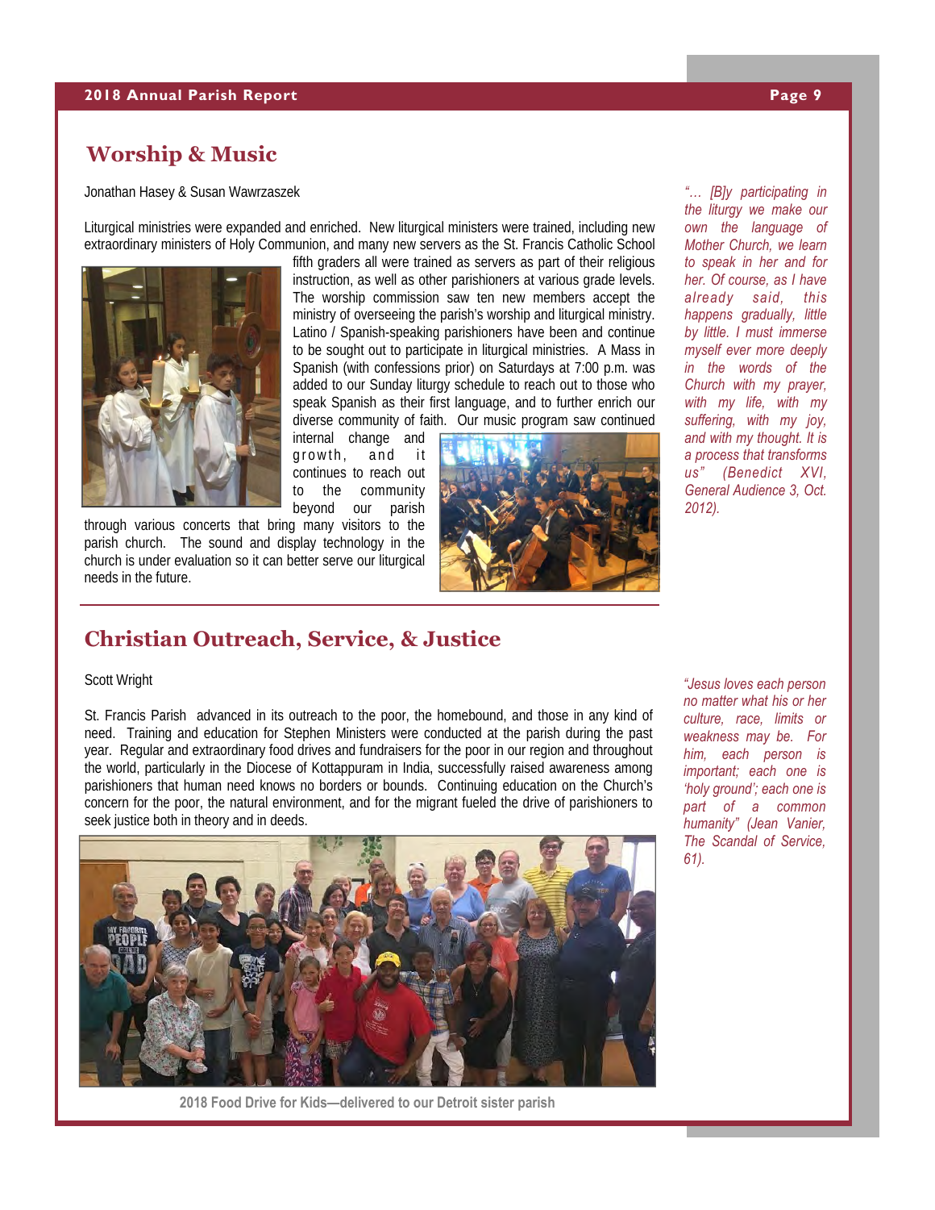## Worship & Music

Jonathan Hasey & Susan Wawrzaszek

Liturgical ministries were expanded and enriched. New liturgical ministers were trained, including new extraordinary ministers of Holy Communion, and many new servers as the St. Francis Catholic School fifth graders all were trained as servers as part of their religious instruction, as well as other parishioners at various grade levels. The worship commission saw ten new members accept the ministry of overseeing the parish's worship and liturgical ministry. Latino / Spanish-speaking parishioners have been and continue to be sought out to participate in liturgical ministries. A Mass in Spanish (with confessions prior) on Saturdays at 7:00 p.m. was added to our Sunday liturgy schedule to reach out to those who speak Spanish as their first language, and to further enrich our diverse community of faith. Our music program saw continued internal change and growth, and it continues to reach out to the community beyond our parish through various concerts that bring many visitors to the parish church. The sound and display technology in the church is under evaluation so it can better serve our liturgical needs in the future.

*"… [B]y participating in the liturgy we make our own the language of Mother Church, we learn to speak in her and for her. Of course, as I have already said, this happens gradually, little by little. I must immerse myself ever more deeply in the words of the Church with my prayer, with my life, with my suffering, with my joy, and with my thought. It is a process that transforms us" (Benedict XVI, General Audience 3, Oct. 2012).*

## Christian Outreach, Service, & Justice

Scott Wright

St. Francis Parish advanced in its outreach to the poor, the homebound, and those in any kind of need. Training and education for Stephen Ministers were conducted at the parish during the past year. Regular and extraordinary food drives and fundraisers for the poor in our region and throughout the world, particularly in the Diocese of Kottappuram in India, successfully raised awareness among parishioners that human need knows no borders or bounds. Continuing education on the Church's concern for the poor, the natural environment, and for the migrant fueled the drive of parishioners to seek justice both in theory and in deeds.

*"Jesus loves each person no matter what his or her culture, race, limits or weakness may be. For him, each person is important; each one is 'holy ground'; each one is part of a common humanity" (Jean Vanier, The Scandal of Service, 61).*

2018 Food Drive for Kids—delivered to our Detroit sister parish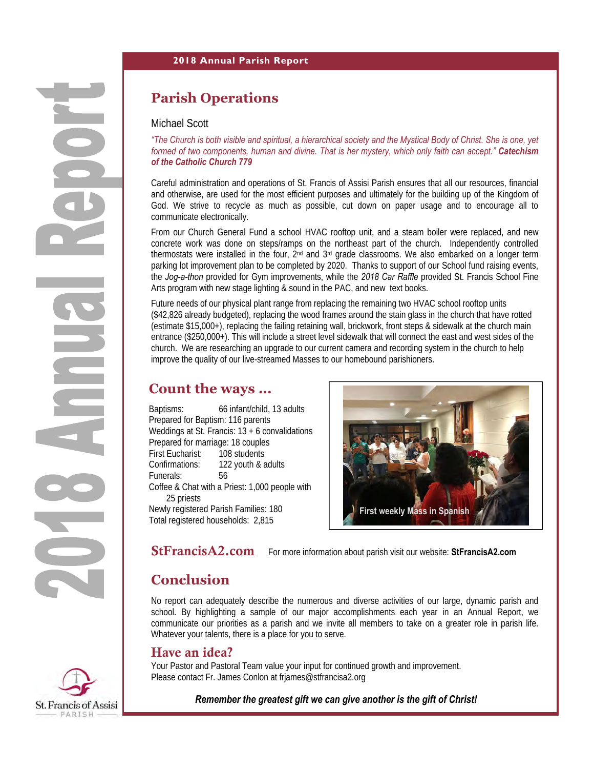## Parish Operations

Michael Scott

*"The Church is both visible and spiritual, a hierarchical society and the Mystical Body of Christ. She is one, yet formed of two components, human and divine. That is her mystery, which only faith can accept."* ***Catechism of the Catholic Church 779***

Careful administration and operations of St. Francis of Assisi Parish ensures that all our resources, financial and otherwise, are used for the most efficient purposes and ultimately for the building up of the Kingdom of God. We strive to recycle as much as possible, cut down on paper usage and to encourage all to communicate electronically.

From our Church General Fund a school HVAC rooftop unit, and a steam boiler were replaced, and new concrete work was done on steps/ramps on the northeast part of the church. Independently controlled thermostats were installed in the four, 2nd and 3rd grade classrooms. We also embarked on a longer term parking lot improvement plan to be completed by 2020. Thanks to support of our School fund raising events, the *Jog-a-thon* provided for Gym improvements, while the *2018 Car Raffle* provided St. Francis School Fine Arts program with new stage lighting & sound in the PAC, and new text books.

Future needs of our physical plant range from replacing the remaining two HVAC school rooftop units ($42,826 already budgeted), replacing the wood frames around the stain glass in the church that have rotted (estimate $15,000+), replacing the failing retaining wall, brickwork, front steps & sidewalk at the church main entrance ($250,000+). This will include a street level sidewalk that will connect the east and west sides of the church. We are researching an upgrade to our current camera and recording system in the church to help improve the quality of our live-streamed Masses to our homebound parishioners.

## Count the ways …

Baptisms: 66 infant/child, 13 adults
Prepared for Baptism: 116 parents
Weddings at St. Francis: 13 + 6 convalidations
Prepared for marriage: 18 couples
First Eucharist: 108 students
Confirmations: 122 youth & adults
Funerals: 56
Coffee & Chat with a Priest: 1,000 people with 25 priests
Newly registered Parish Families: 180
Total registered households: 2,815

First weekly Mass in Spanish

**StFrancisA2.com** For more information about parish visit our website: **StFrancisA2.com**

## Conclusion

No report can adequately describe the numerous and diverse activities of our large, dynamic parish and school. By highlighting a sample of our major accomplishments each year in an Annual Report, we communicate our priorities as a parish and we invite all members to take on a greater role in parish life. Whatever your talents, there is a place for you to serve.

## Have an idea?

Your Pastor and Pastoral Team value your input for continued growth and improvement.
Please contact Fr. James Conlon at frjames@stfrancisa2.org

***Remember the greatest gift we can give another is the gift of Christ!***